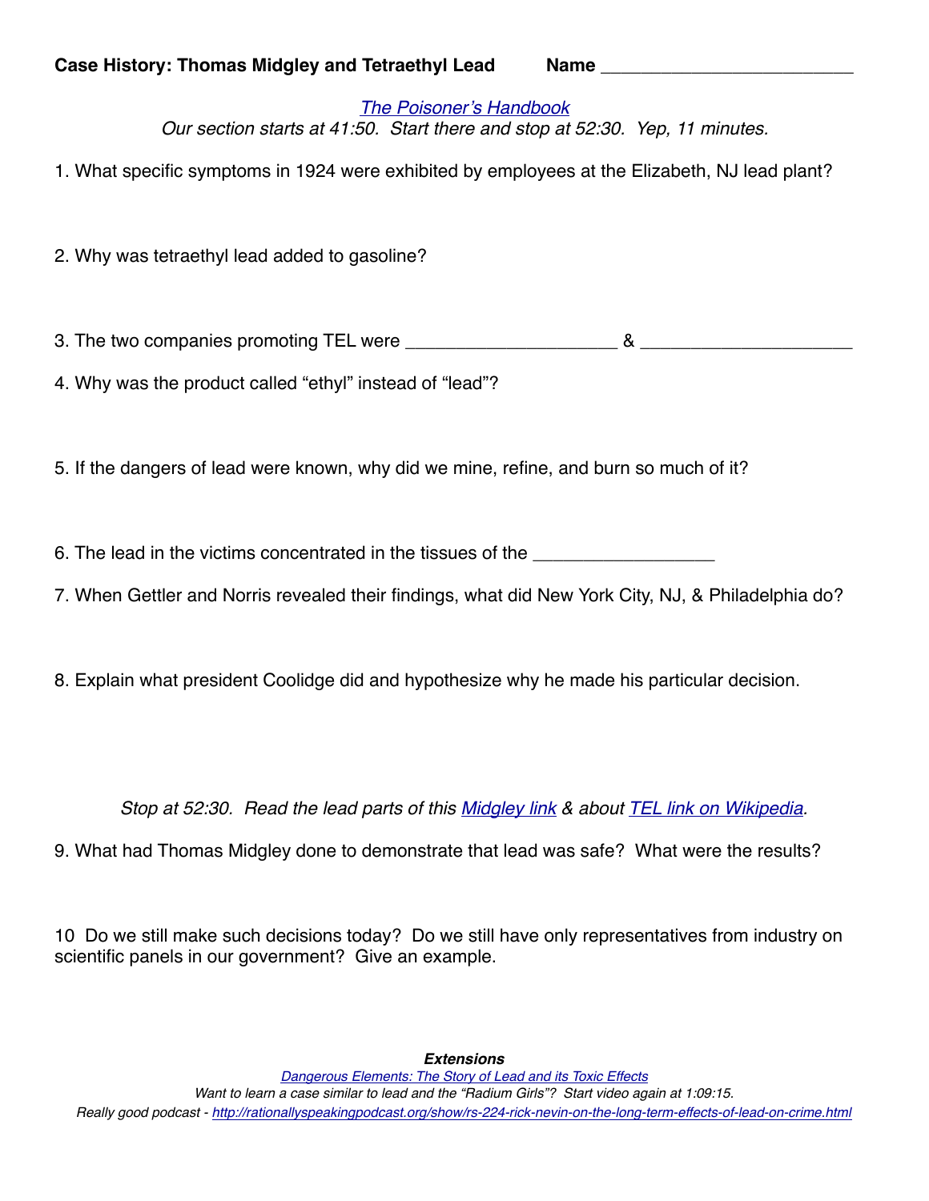**Case History: Thomas Midgley and Tetraethyl Lead** **Name** ________________________

*[The Poisoner's Handbook]*
*Our section starts at 41:50. Start there and stop at 52:30. Yep, 11 minutes.*

1. What specific symptoms in 1924 were exhibited by employees at the Elizabeth, NJ lead plant?

2. Why was tetraethyl lead added to gasoline?

3. The two companies promoting TEL were ____________________ & ____________________

4. Why was the product called "ethyl" instead of "lead"?

5. If the dangers of lead were known, why did we mine, refine, and burn so much of it?

6. The lead in the victims concentrated in the tissues of the _________________

7. When Gettler and Norris revealed their findings, what did New York City, NJ, & Philadelphia do?

8. Explain what president Coolidge did and hypothesize why he made his particular decision.

*Stop at 52:30. Read the lead parts of this [Midgley link] & about [TEL link on Wikipedia].*

9. What had Thomas Midgley done to demonstrate that lead was safe? What were the results?

10 Do we still make such decisions today? Do we still have only representatives from industry on scientific panels in our government? Give an example.

***Extensions***

*[Dangerous Elements: The Story of Lead and its Toxic Effects]*

*Want to learn a case similar to lead and the "Radium Girls"? Start video again at 1:09:15.*

*Really good podcast - http://rationallyspeakingpodcast.org/show/rs-224-rick-nevin-on-the-long-term-effects-of-lead-on-crime.html*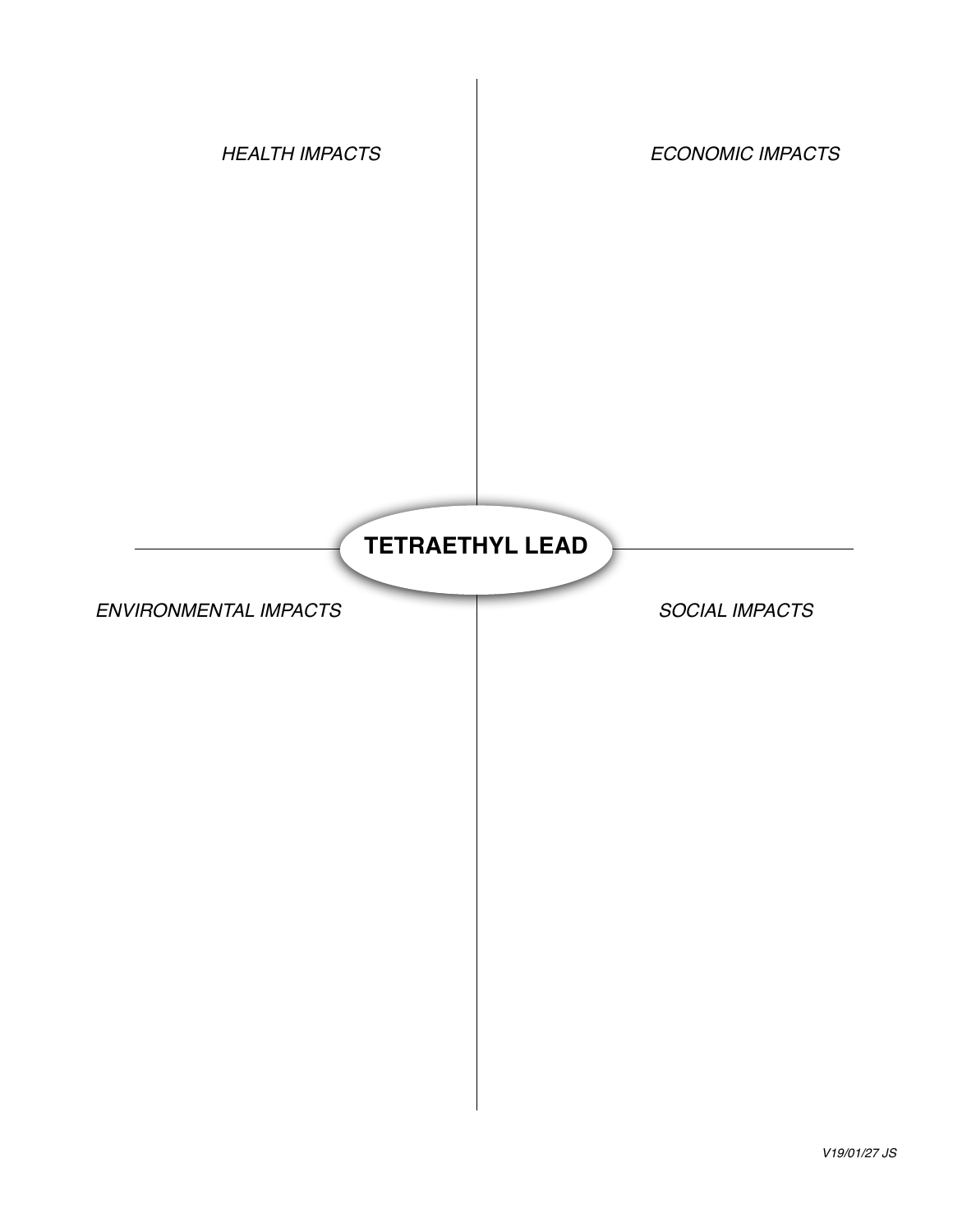*HEALTH IMPACTS*

*ECONOMIC IMPACTS*

**TETRAETHYL LEAD**

*ENVIRONMENTAL IMPACTS*

*SOCIAL IMPACTS*

*V19/01/27 JS*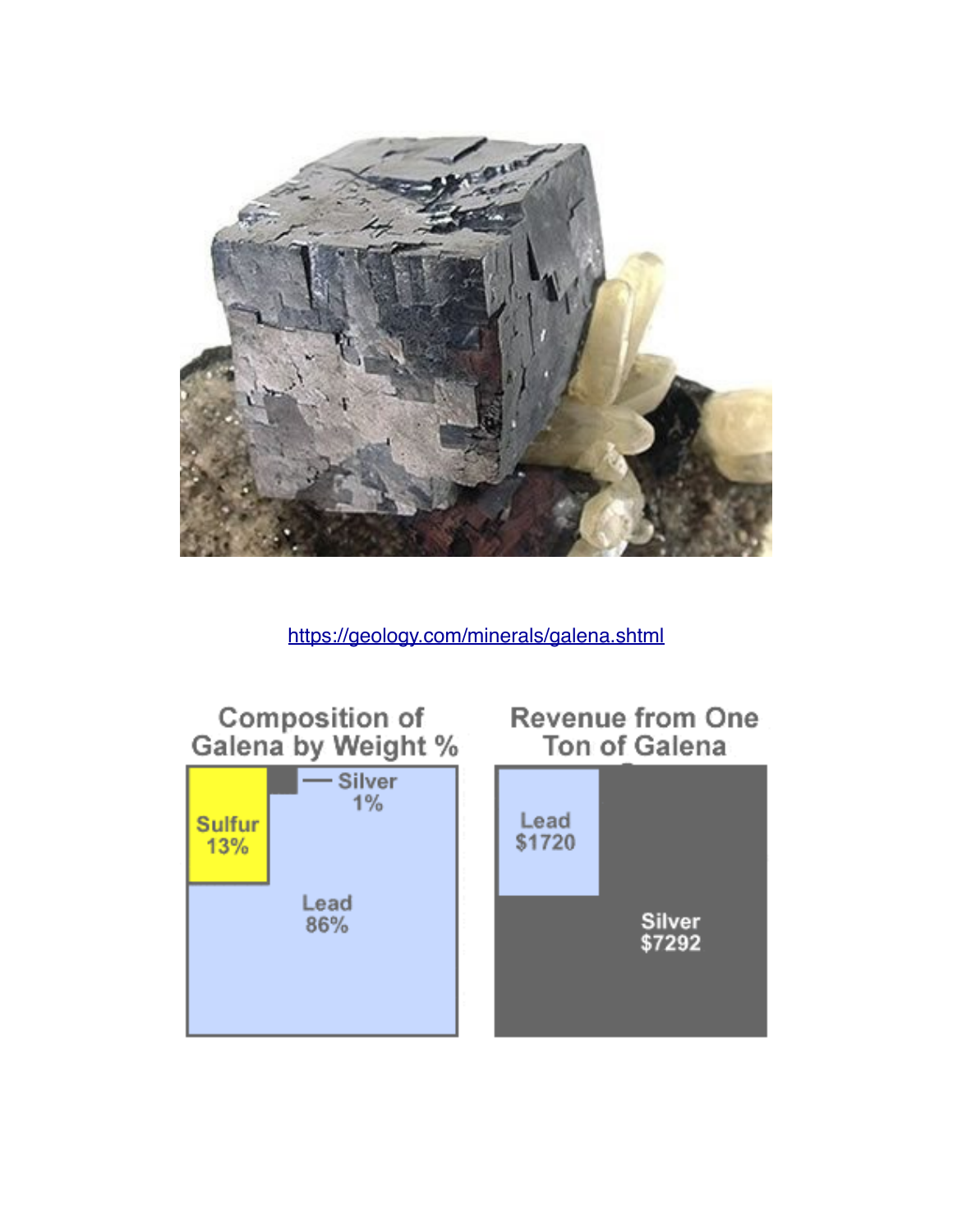https://geology.com/minerals/galena.shtml

Composition of Galena by Weight %

Silver 1%

Sulfur 13%

Lead 86%

Revenue from One Ton of Galena

Lead $1720

Silver $7292